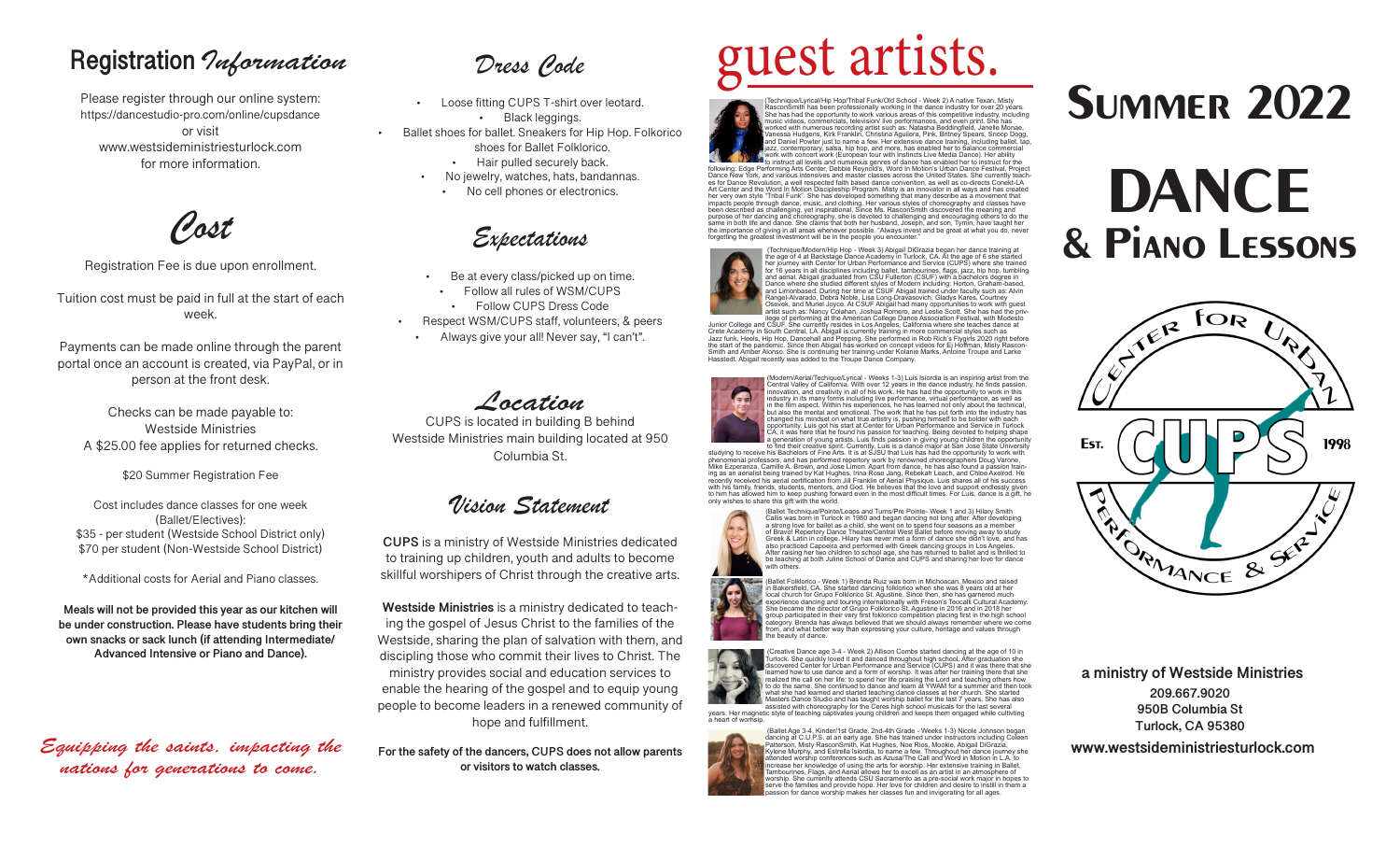## Registration *Information*

Please register through our online system:
https://dancestudio-pro.com/online/cupsdance
or visit
www.westsideministriesturlock.com
for more information.

## *Cost*

Registration Fee is due upon enrollment.

Tuition cost must be paid in full at the start of each week.

Payments can be made online through the parent portal once an account is created, via PayPal, or in person at the front desk.

Checks can be made payable to:
Westside Ministries
A $25.00 fee applies for returned checks.

$20 Summer Registration Fee

Cost includes dance classes for one week (Ballet/Electives):
$35 - per student (Westside School District only)
$70 per student (Non-Westside School District)

*Additional costs for Aerial and Piano classes.

**Meals will not be provided this year as our kitchen will be under construction. Please have students bring their own snacks or sack lunch (if attending Intermediate/ Advanced Intensive or Piano and Dance).**

*Equipping the saints, impacting the nations for generations to come.*

## *Dress Code*

- Loose fitting CUPS T-shirt over leotard.
- Black leggings.
- Ballet shoes for ballet. Sneakers for Hip Hop. Folkorico shoes for Ballet Folklorico.
- Hair pulled securely back.
- No jewelry, watches, hats, bandannas.
- No cell phones or electronics.

## *Expectations*

- Be at every class/picked up on time.
- Follow all rules of WSM/CUPS
- Follow CUPS Dress Code
- Respect WSM/CUPS staff, volunteers, & peers
- Always give your all! Never say, "I can't".

## *Location*

CUPS is located in building B behind Westside Ministries main building located at 950 Columbia St.

## *Vision Statement*

**CUPS** is a ministry of Westside Ministries dedicated to training up children, youth and adults to become skillful worshipers of Christ through the creative arts.

**Westside Ministries** is a ministry dedicated to teaching the gospel of Jesus Christ to the families of the Westside, sharing the plan of salvation with them, and discipling those who commit their lives to Christ. The ministry provides social and education services to enable the hearing of the gospel and to equip young people to become leaders in a renewed community of hope and fulfillment.

**For the safety of the dancers, CUPS does not allow parents or visitors to watch classes.**

# guest artists.

(Technique/Lyrical/Hip Hop/Tribal Funk/Old School - Week 2) A native Texan, Misty RasconSmith has been professionally working in the dance industry for over 20 years. She has had the opportunity to work various areas of this competitive industry, including music videos, commercials, television/ live performances, and even print. She has worked with numerous recording artist such as: Natasha Beddingfield, Janelle Monae, Vanessa Hudgens, Kirk Franklin, Christina Aguilera, Pink, Britney Spears, Snoop Dogg, and Daniel Powter just to name a few. Her extensive dance training, including ballet, tap, jazz, contemporary, salsa, hip hop, and more, has enabled her to balance commercial work with concert work (European tour with Instincts Live Media Dance). Her ability to instruct all levels and numerous genres of dance has enabled her to instruct for the following: Edge Performing Arts Center, Debbie Reynold's, Word In Motion's Urban Dance Festival, Project Dance New York, and various intensives and master classes across the United States. She currently teaches for Dance Revolution, a well respected faith based dance convention, as well as co-directs Conekt-LA Art Center and the Word In Motion Discipleship Program. Misty is an innovator in all ways and has created her very own style "Tribal Funk". She has developed something that many describe as a movement that impacts people through dance, music, and clothing. Her various styles of choreography and classes have been described as challenging, yet inspirational. Since Ms. RasconSmith discovered the meaning and purpose of her dancing and choreography, she is devoted to challenging and encouraging others to do the same in both life and dance. She claims that both her husband, Joseph, and son, Tymin, have taught her the importance of giving in all areas whenever possible. "Always invest and be great at what you do, never forgetting the greatest investment will be in the people you encounter."

(Technique/Modern/Hip Hop - Week 3) Abigail DiGrazia began her dance training at the age of 4 at Backstage Dance Academy in Turlock, CA. At the age of 6 she started her journey with Center for Urban Performance and Service (CUPS) where she trained for 16 years in all disciplines including ballet, tambourines, flags, jazz, hip hop, tumbling and aerial. Abigail graduated from CSU Fullerton (CSUF) with a bachelors degree in Dance where she studied different styles of Modern including: Horton, Graham-based, and Limonbased. During her time at CSUF Abigail trained under faculty such as: Alvin Rangel-Alvarado, Debra Noble, Lisa Long-Dravasovich, Gladys Kares, Courtney Osevek, and Muriel Joyce. At CSUF Abigail had many opportunities to work with guest artist such as: Nancy Colahan, Joshua Romero, and Leslie Scott. She has had the privilege of performing at the American College Dance Association Festival, with Modesto Junior College and CSUF. She currently resides in Los Angeles, California where she teaches dance at Crete Academy in South Central, LA. Abigail is currently training in more commercial styles such as Jazz funk, Heels, Hip Hop, Dancehall and Popping. She performed in Rob Rich's Flygirls 2020 right before the start of the pandemic. Since then Abigail has worked on concept videos for Ej Hoffman, Misty Rascon-Smith and Amber Alonso. She is continuing her training under Kolanie Marks, Antoine Troupe and Larke Hasstedt. Abigail recently was added to the Troupe Dance Company.

(Modern/Aerial/Techique/Lyrical - Weeks 1-3) Luis Isiordia is an inspiring artist from the Central Valley of California. With over 12 years in the dance industry, he finds passion, innovation, and creativity in all of his work. He has had the opportunity to work in this industry in its many forms including live performance, virtual performance, as well as in the film aspect. Within his experiences, he has learned not only about the technical, but also the mental and emotional. The work that he has put forth into the industry has changed his mindset on what true artistry is, pushing himself to be bolder with each opportunity. Luis got his start at Center for Urban Performance and Service in Turlock CA, it was here that he found his passion for teaching. Being devoted to helping shape a generation of young artists, Luis finds passion in giving young children the opportunity to find their creative spirit. Currently, Luis is a dance major at San Jose State University studying to receive his Bachelors of Fine Arts. It is at SJSU that Luis has had the opportunity to work with phenomenal professors, and has performed repertory work by renowned choreographers Doug Varone, Mike Esperanza, Camille A. Brown, and Jose Limon. Apart from dance, he has also found a passion training as an aerialist being trained by Kat Hughes, Irina Rose Jang, Rebekah Leach, and Chloe Axelrod. He recently received his aerial certification from Jill Franklin of Aerial Physique. Luis shares all of his success with his family, friends, students, mentors, and God. He believes that the love and support endlessly given to him has allowed him to keep pushing forward even in the most difficult times. For Luis, dance is a gift, he only wishes to share this gift with the world.

(Ballet Technique/Pointe/Leaps and Turns/Pre Pointe- Week 1 and 3) Hilary Smith Callis was born in Turlock in 1980 and began dancing not long after. After developing a strong love for ballet as a child, she went on to spend four seasons as a member of Bravo! Repertory Dance Theatre/Central West Ballet before moving away to study Greek & Latin in college. Hilary has never met a form of dance she didn't love, and has also practiced Capoeira and performed with Greek dancing groups in Los Angeles. After raising her two children to school age, she has returned to ballet and is thrilled to be teaching at both Juline School of Dance and CUPS and sharing her love for dance with others.

(Ballet Folklorico - Week 1) Brenda Ruiz was born in Michoacan, Mexico and raised in Bakersfield, CA. She started dancing folklorico when she was 8 years old at her local church for Grupo Folklorico St. Agustine. Since then, she has garnered much experience dancing and touring internationally with Fresno's Teocalli Cultural Academy. She became the director of Grupo Folklorico St. Agustine in 2016 and in 2018 her group participated in their very first fokloric competition placing first in the high school category. Brenda has always believed that we should always remember where we come from, and what better way than expressing your culture, heritage and values through the beauty of dance.

(Creative Dance age 3-4 - Week 2) Allison Combs started dancing at the age of 10 in Turlock. She quickly loved it and danced throughout high school. After graduation she discovered Center for Urban Performance and Service (CUPS) and it was there that she learned how to use dance and a form of worship. It was after her training there that she realized the call on her life: to spend her life praising the Lord and teaching others how to do the same. She continued to dance and learn at YWAM for a summer and then took what she had learned and started teaching dance classes at her church. She started Masters Dance Studio and has taught worship ballet for the last 7 years. She has also assisted with choreography for the Ceres high school musicals for the last several years. Her magnetic style of teaching captivates young children and keeps them engaged while cultivating a heart of worship.

(Ballet Age 3-4, Kinder/1st Grade, 2nd-4th Grade - Weeks 1-3) Nicole Johnson began dancing at C.U.P.S. at an early age. She has trained under instructors including Coleen Patterson, Misty RasconSmith, Kat Hughes, Noe Rios, Mookie, Abigail DiGrazia, Kylene Murphy, and Estrella Isiordia, to name a few. Throughout her dance journey she attended worship conferences such as Azusa/The Call and Word in Motion in L.A. to increase her knowledge of using the arts for worship. Her extensive training in Ballet, Tambourines, Flags, and Aerial allows her to excel as an artist in an atmosphere of worship. She currently attends CSU Sacramento as a pre-social work major in hopes to serve the families and provide hope. Her love for children and desire to instill in them a passion for dance worship makes her classes fun and invigorating for all ages.

# Summer 2022

# DANCE
# & Piano Lessons

Center for Urban Performance & Service
Est. CUPS 1998

**a ministry of Westside Ministries**
209.667.9020
950B Columbia St
Turlock, CA 95380
**www.westsideministriesturlock.com**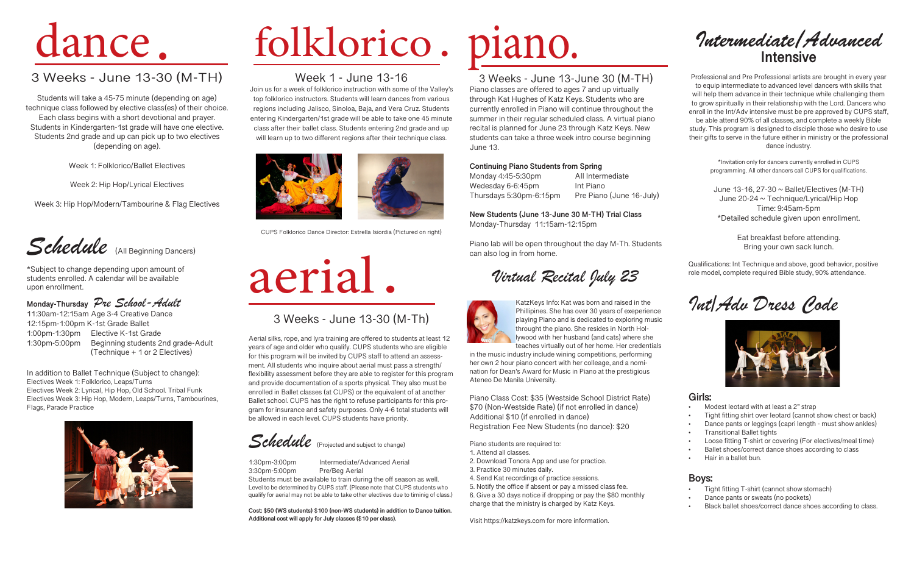# dance.

## 3 Weeks - June 13-30 (M-TH)

Students will take a 45-75 minute (depending on age) technique class followed by elective class(es) of their choice. Each class begins with a short devotional and prayer. Students in Kindergarten-1st grade will have one elective. Students 2nd grade and up can pick up to two electives (depending on age).

Week 1: Folklorico/Ballet Electives

Week 2: Hip Hop/Lyrical Electives

Week 3: Hip Hop/Modern/Tambourine & Flag Electives

## *Schedule* (All Beginning Dancers)

*Subject to change depending upon amount of students enrolled. A calendar will be available upon enrollment.

**Monday-Thursday** *Pre School-Adult*

11:30am-12:15am Age 3-4 Creative Dance
12:15pm-1:00pm K-1st Grade Ballet
1:00pm-1:30pm Elective K-1st Grade
1:30pm-5:00pm Beginning students 2nd grade-Adult (Technique + 1 or 2 Electives)

In addition to Ballet Technique (Subject to change):
Electives Week 1: Folklorico, Leaps/Turns
Electives Week 2: Lyrical, Hip Hop, Old School. Tribal Funk
Electives Week 3: Hip Hop, Modern, Leaps/Turns, Tambourines, Flags, Parade Practice

# folklorico.

## Week 1 - June 13-16

Join us for a week of folklorico instruction with some of the Valley's top folklorico instructors. Students will learn dances from various regions including Jalisco, Sinoloa, Baja, and Vera Cruz. Students entering Kindergarten/1st grade will be able to take one 45 minute class after their ballet class. Students entering 2nd grade and up will learn up to two different regions after their technique class.

CUPS Folklorico Dance Director: Estrella Isiordia (Pictured on right)

# aerial.

## 3 Weeks - June 13-30 (M-Th)

Aerial silks, rope, and lyra training are offered to students at least 12 years of age and older who qualify. CUPS students who are eligible for this program will be invited by CUPS staff to attend an assessment. All students who inquire about aerial must pass a strength/flexibility assessment before they are able to register for this program and provide documentation of a sports physical. They also must be enrolled in Ballet classes (at CUPS) or the equivalent of at another Ballet school. CUPS has the right to refuse participants for this program for insurance and safety purposes. Only 4-6 total students will be allowed in each level. CUPS students have priority.

## *Schedule* (Projected and subject to change)

1:30pm-3:00pm Intermediate/Advanced Aerial
3:30pm-5:00pm Pre/Beg Aerial

Students must be available to train during the off season as well.
Level to be determined by CUPS staff. (Please note that CUPS students who qualify for aerial may not be able to take other electives due to timinig of class.)

**Cost: $50 (WS students) $100 (non-WS students) in addition to Dance tuition. Additional cost will apply for July classes ($10 per class).**

# piano.

## 3 Weeks - June 13-June 30 (M-TH)

Piano classes are offered to ages 7 and up virtually through Kat Hughes of Katz Keys. Students who are currently enrolled in Piano will continue throughout the summer in their regular scheduled class. A virtual piano recital is planned for June 23 through Katz Keys. New students can take a three week intro course beginning June 13.

**Continuing Piano Students from Spring**

| | |
|---|---|
| Monday 4:45-5:30pm | All Intermediate |
| Wedesday 6-6:45pm | Int Piano |
| Thursdays 5:30pm-6:15pm | Pre Piano (June 16-July) |

**New Students (June 13-June 30 M-TH) Trial Class**
Monday-Thursday 11:15am-12:15pm

Piano lab will be open throughout the day M-Th. Students can also log in from home.

## *Virtual Recital July 23*

KatzKeys Info: Kat was born and raised in the Phillipines. She has over 30 years of exeperience playing Piano and is dedicated to exploring music throught the piano. She resides in North Hollywood with her husband (and cats) where she teaches virtually out of her home. Her credentials in the music industry include wining competitions, performing her own 2 hour piano concert with her colleage, and a nomination for Dean's Award for Music in Piano at the prestigious Ateneo De Manila University.

Piano Class Cost: $35 (Westside School District Rate)
$70 (Non-Westside Rate) (if not enrolled in dance)
Additional $10 (if enrolled in dance)
Registration Fee New Students (no dance): $20

Piano students are required to:
1. Attend all classes.
2. Download Tonora App and use for practice.
3. Practice 30 minutes daily.
4. Send Kat recordings of practice sessions.
5. Notify the office if absent or pay a missed class fee.
6. Give a 30 days notice if dropping or pay the $80 monthly charge that the ministry is charged by Katz Keys.

Visit https://katzkeys.com for more information.

# *Intermediate/Advanced* Intensive

Professional and Pre Professional artists are brought in every year to equip intermediate to advanced level dancers with skills that will help them advance in their technique while challenging them to grow spiritually in their relationship with the Lord. Dancers who enroll in the Int/Adv intensive must be pre approved by CUPS staff, be able attend 90% of all classes, and complete a weekly Bible study. This program is designed to disciple those who desire to use their gifts to serve in the future either in ministry or the professional dance industry.

*Invitation only for dancers currently enrolled in CUPS programming. All other dancers call CUPS for qualifications.

June 13-16, 27-30 ~ Ballet/Electives (M-TH)
June 20-24 ~ Technique/Lyrical/Hip Hop
Time: 9:45am-5pm
*Detailed schedule given upon enrollment.

Eat breakfast before attending.
Bring your own sack lunch.

Qualifications: Int Technique and above, good behavior, positive role model, complete required Bible study, 90% attendance.

## *Int/Adv Dress Code*

### Girls:

- Modest leotard with at least a 2" strap
- Tight fitting shirt over leotard (cannot show chest or back)
- Dance pants or leggings (capri length - must show ankles)
- Transitional Ballet tights
- Loose fitting T-shirt or covering (For electives/meal time)
- Ballet shoes/correct dance shoes according to class
- Hair in a ballet bun.

### Boys:

- Tight fitting T-shirt (cannot show stomach)
- Dance pants or sweats (no pockets)
- Black ballet shoes/correct dance shoes according to class.